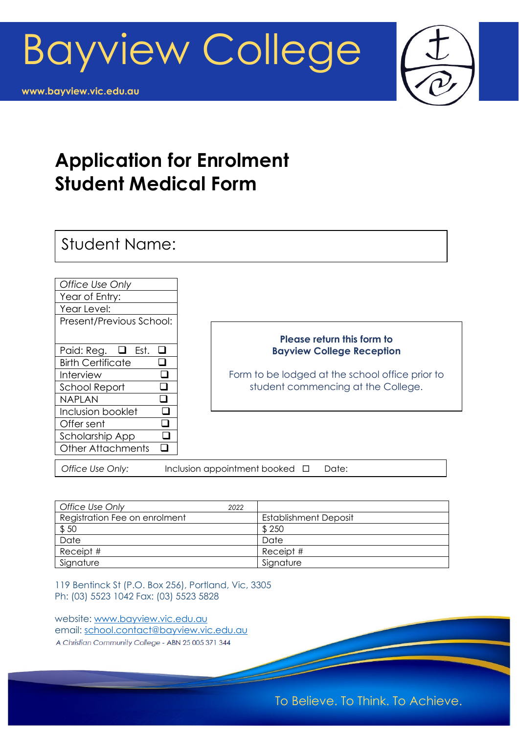# Bayview College

www.bayview.vic.edu.au

## Application for Enrolment
## Student Medical Form

| Student Name: |
|---|

| *Office Use Only* |
|---|
| Year of Entry: |
| Year Level: |
| Present/Previous School: |
| Paid: Reg. ❑ Est. ❑ |
| Birth Certificate ❑ |
| Interview ❑ |
| School Report ❑ |
| NAPLAN ❑ |
| Inclusion booklet ❑ |
| Offer sent ❑ |
| Scholarship App ❑ |
| Other Attachments ❑ |

**Please return this form to Bayview College Reception**

Form to be lodged at the school office prior to student commencing at the College.

| *Office Use Only:* | Inclusion appointment booked ☐ | Date: |
|---|---|---|

| *Office Use Only* 2022 | |
|---|---|
| Registration Fee on enrolment | Establishment Deposit |
| $ 50 | $ 250 |
| Date | Date |
| Receipt # | Receipt # |
| Signature | Signature |

119 Bentinck St (P.O. Box 256), Portland, Vic, 3305
Ph: (03) 5523 1042 Fax: (03) 5523 5828

website: www.bayview.vic.edu.au
email: school.contact@bayview.vic.edu.au
*A Christian Community College* - ABN 25 005 371 344

To Believe. To Think. To Achieve.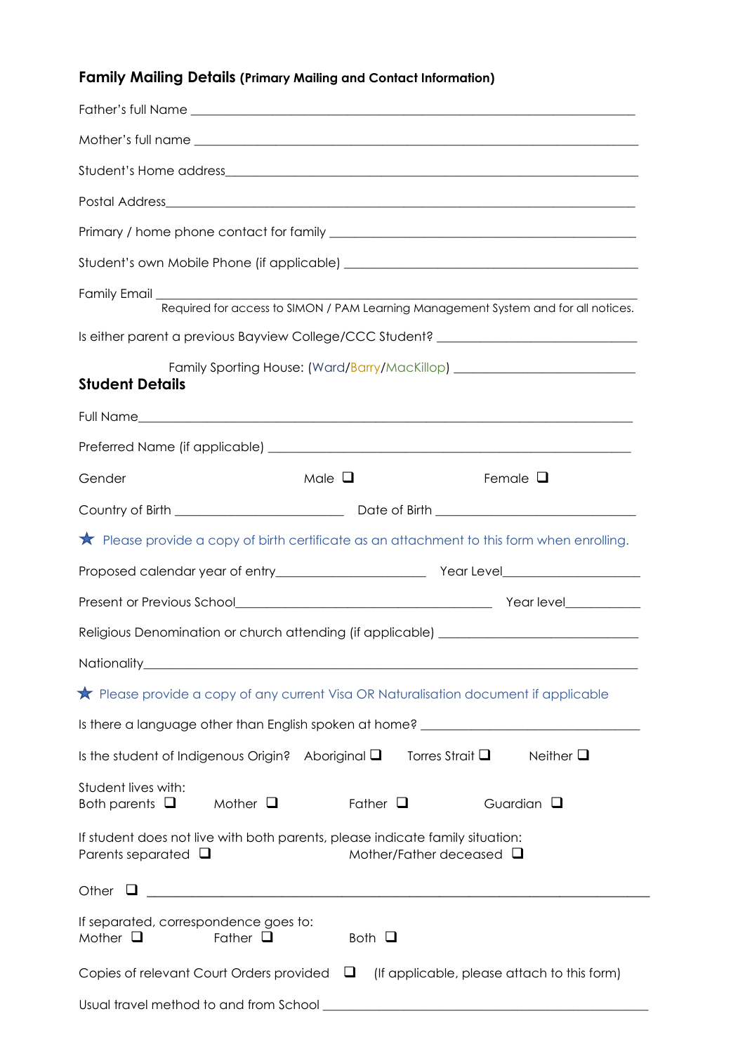## Family Mailing Details (Primary Mailing and Contact Information)

Father's full Name ___________________________________________

Mother's full name ___________________________________________

Student's Home address___________________________________________

Postal Address___________________________________________

Primary / home phone contact for family ___________________________________________

Student's own Mobile Phone (if applicable) ___________________________________________

Family Email ___________________________________________
Required for access to SIMON / PAM Learning Management System and for all notices.

Is either parent a previous Bayview College/CCC Student? ______________________

Family Sporting House: (Ward/Barry/MacKillop) ______________________

## Student Details

Full Name___________________________________________

Preferred Name (if applicable) ___________________________________________

Gender Male ❑ Female ❑

Country of Birth ______________________ Date of Birth ______________________

★ Please provide a copy of birth certificate as an attachment to this form when enrolling.

Proposed calendar year of entry______________________ Year Level______________________

Present or Previous School______________________ Year level____________

Religious Denomination or church attending (if applicable) ______________________

Nationality___________________________________________

★ Please provide a copy of any current Visa OR Naturalisation document if applicable

Is there a language other than English spoken at home? ______________________

Is the student of Indigenous Origin? Aboriginal ❑ Torres Strait ❑ Neither ❑

Student lives with:
Both parents ❑ Mother ❑ Father ❑ Guardian ❑

If student does not live with both parents, please indicate family situation:
Parents separated ❑ Mother/Father deceased ❑

Other ❑ ___________________________________________

If separated, correspondence goes to:
Mother ❑ Father ❑ Both ❑

Copies of relevant Court Orders provided ❑ (If applicable, please attach to this form)

Usual travel method to and from School ___________________________________________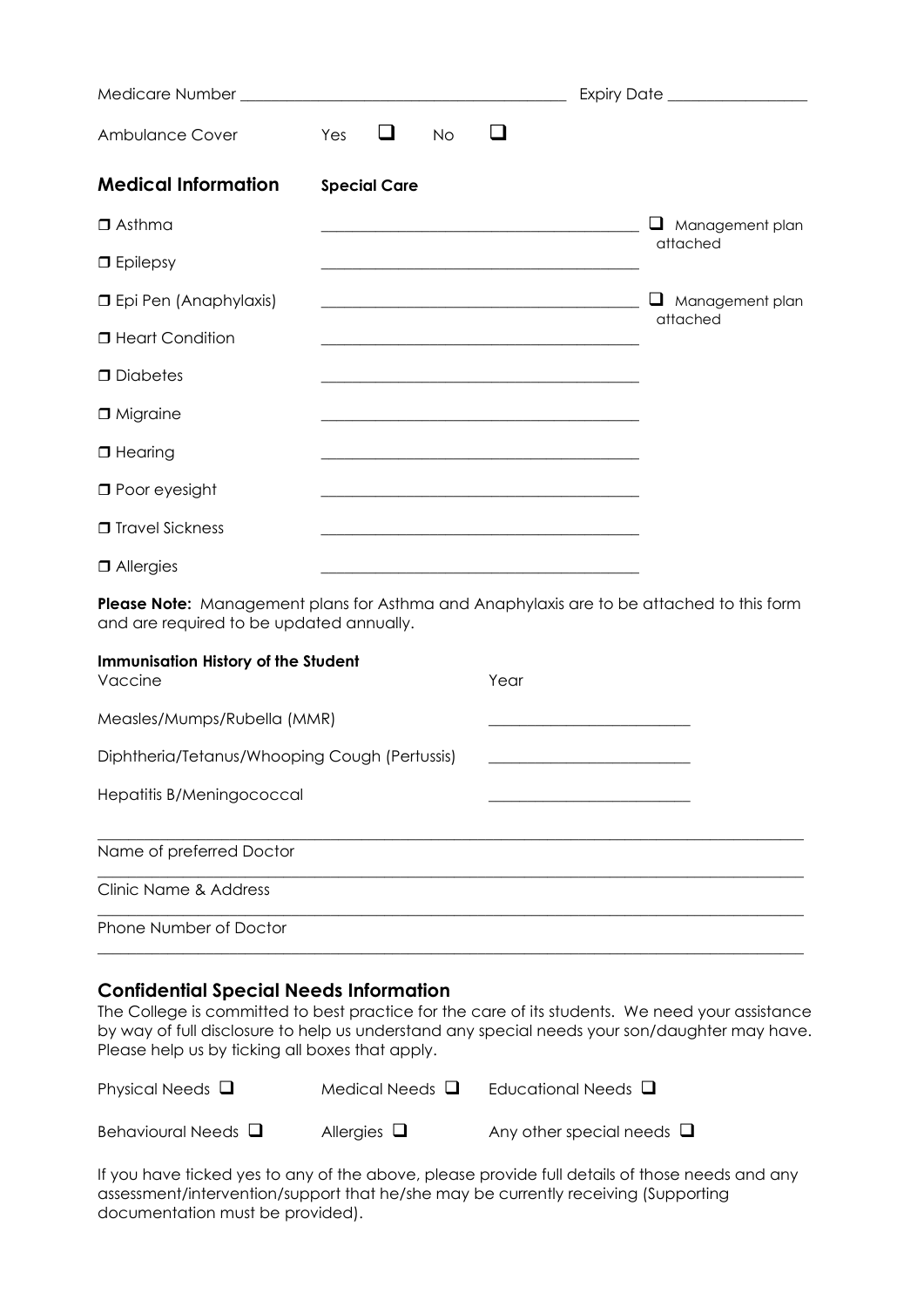Medicare Number ________________________________________ Expiry Date _________________

Ambulance Cover Yes ☐ No ☐

## Medical Information

**Special Care**

| Condition | Special Care | |
|---|---|---|
| ☐ Asthma | ________________________________________ | ☐ Management plan attached |
| ☐ Epilepsy | ________________________________________ | |
| ☐ Epi Pen (Anaphylaxis) | ________________________________________ | ☐ Management plan attached |
| ☐ Heart Condition | ________________________________________ | |
| ☐ Diabetes | ________________________________________ | |
| ☐ Migraine | ________________________________________ | |
| ☐ Hearing | ________________________________________ | |
| ☐ Poor eyesight | ________________________________________ | |
| ☐ Travel Sickness | ________________________________________ | |
| ☐ Allergies | ________________________________________ | |

**Please Note:** Management plans for Asthma and Anaphylaxis are to be attached to this form and are required to be updated annually.

**Immunisation History of the Student**

| Vaccine | Year |
|---|---|
| Measles/Mumps/Rubella (MMR) | _________________________ |
| Diphtheria/Tetanus/Whooping Cough (Pertussis) | _________________________ |
| Hepatitis B/Meningococcal | _________________________ |

_____________________________________________________________________________

Name of preferred Doctor

_____________________________________________________________________________

Clinic Name & Address

_____________________________________________________________________________

Phone Number of Doctor

_____________________________________________________________________________

## Confidential Special Needs Information

The College is committed to best practice for the care of its students. We need your assistance by way of full disclosure to help us understand any special needs your son/daughter may have. Please help us by ticking all boxes that apply.

Physical Needs ☐ Medical Needs ☐ Educational Needs ☐

Behavioural Needs ☐ Allergies ☐ Any other special needs ☐

If you have ticked yes to any of the above, please provide full details of those needs and any assessment/intervention/support that he/she may be currently receiving (Supporting documentation must be provided).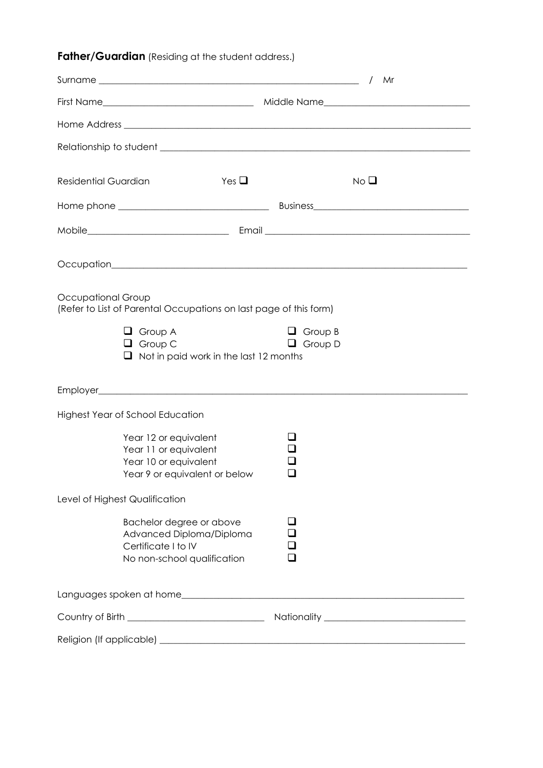**Father/Guardian** (Residing at the student address.)

Surname _______________________________________________ / Mr

First Name_____________________________ Middle Name_____________________________

Home Address ________________________________________________________________

Relationship to student ______________________________________________________

Residential Guardian Yes ☐ No ☐

Home phone _____________________________ Business_______________________________

Mobile___________________________ Email ______________________________________

Occupation__________________________________________________________________

Occupational Group
(Refer to List of Parental Occupations on last page of this form)

- ☐ Group A
- ☐ Group B
- ☐ Group C
- ☐ Group D
- ☐ Not in paid work in the last 12 months

Employer____________________________________________________________________

Highest Year of School Education

- Year 12 or equivalent ☐
- Year 11 or equivalent ☐
- Year 10 or equivalent ☐
- Year 9 or equivalent or below ☐

Level of Highest Qualification

- Bachelor degree or above ☐
- Advanced Diploma/Diploma ☐
- Certificate I to IV ☐
- No non-school qualification ☐

Languages spoken at home______________________________________________________

Country of Birth ___________________________ Nationality ___________________________

Religion (If applicable) _______________________________________________________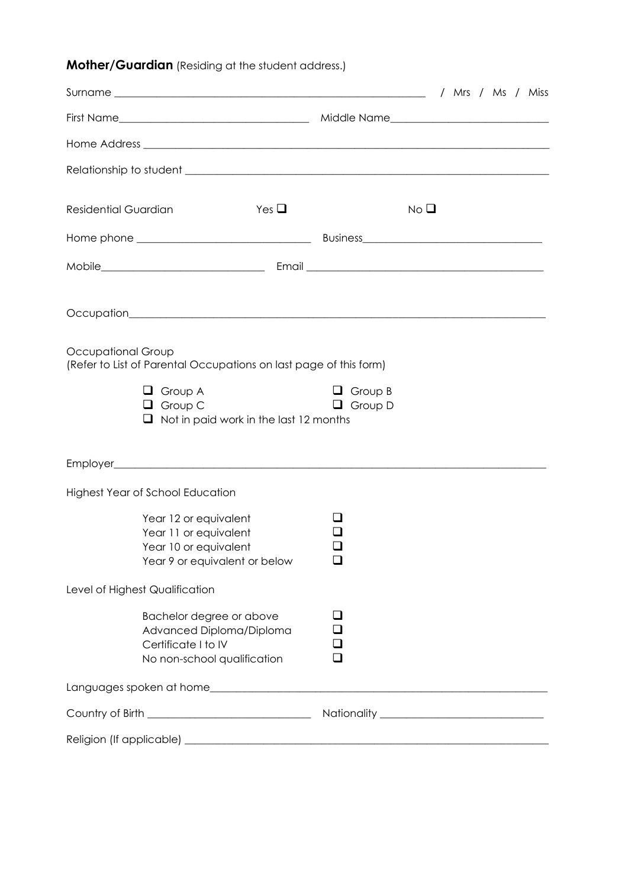**Mother/Guardian** (Residing at the student address.)

Surname ______________________________________________ / Mrs / Ms / Miss

First Name______________________________ Middle Name__________________________

Home Address ____________________________________________________________________

Relationship to student ________________________________________________________

Residential Guardian Yes ☐ No ☐

Home phone __________________________ Business______________________________

Mobile__________________________ Email ____________________________________

Occupation______________________________________________________________________

Occupational Group
(Refer to List of Parental Occupations on last page of this form)

- ☐ Group A
- ☐ Group B
- ☐ Group C
- ☐ Group D
- ☐ Not in paid work in the last 12 months

Employer________________________________________________________________________

Highest Year of School Education

- Year 12 or equivalent ☐
- Year 11 or equivalent ☐
- Year 10 or equivalent ☐
- Year 9 or equivalent or below ☐

Level of Highest Qualification

- Bachelor degree or above ☐
- Advanced Diploma/Diploma ☐
- Certificate I to IV ☐
- No non-school qualification ☐

Languages spoken at home________________________________________________________

Country of Birth __________________________ Nationality __________________________

Religion (If applicable) ________________________________________________________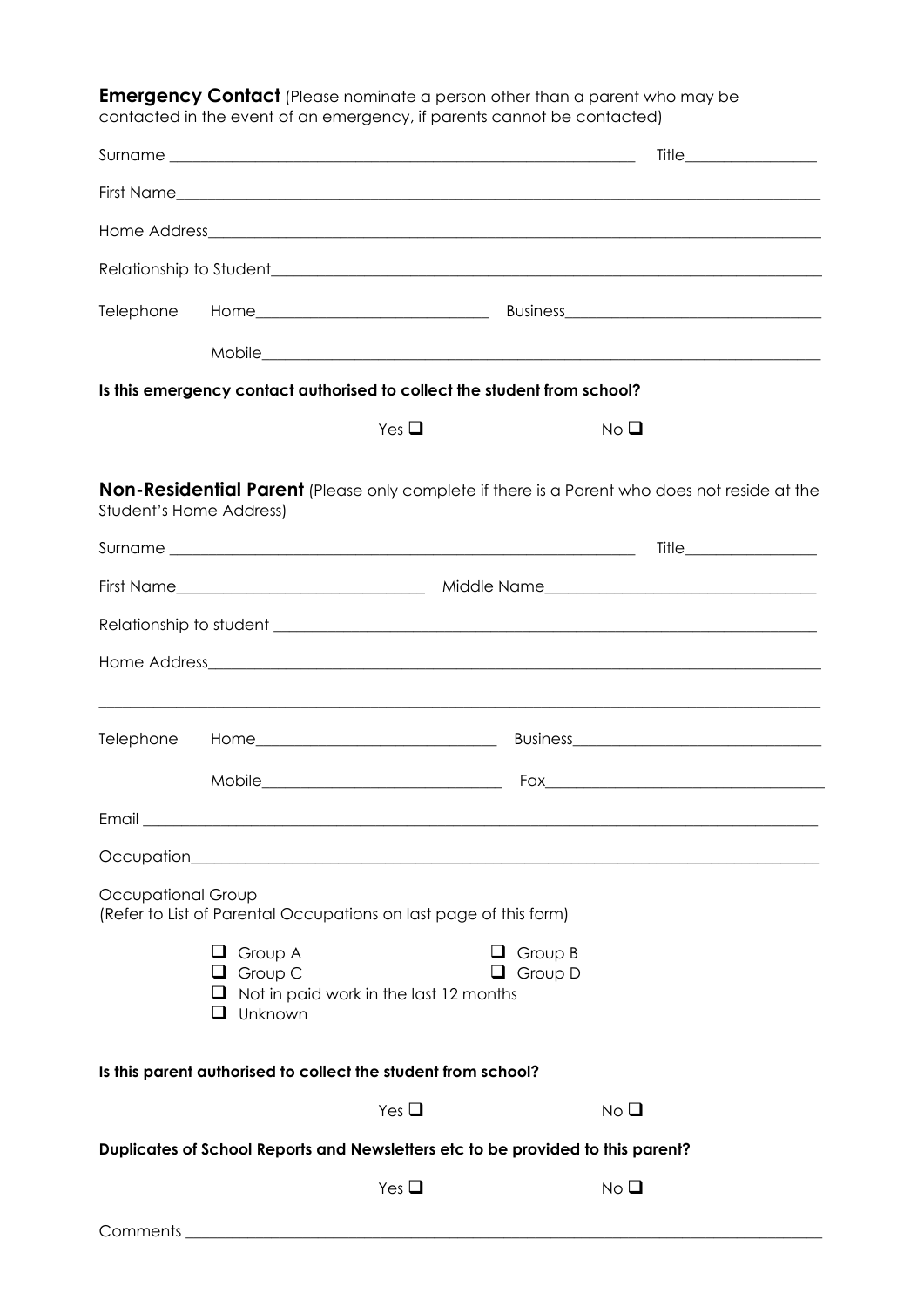**Emergency Contact** (Please nominate a person other than a parent who may be contacted in the event of an emergency, if parents cannot be contacted)

Surname ____________________________________________ Title______________

First Name______________________________________________________________

Home Address____________________________________________________________

Relationship to Student___________________________________________________

Telephone Home_________________________ Business___________________________

Mobile__________________________________________________________________

**Is this emergency contact authorised to collect the student from school?**

Yes ☐ No ☐

**Non-Residential Parent** (Please only complete if there is a Parent who does not reside at the Student's Home Address)

Surname ____________________________________________ Title______________

First Name__________________________ Middle Name___________________________

Relationship to student ___________________________________________________

Home Address____________________________________________________________

________________________________________________________________________

Telephone Home_________________________ Business___________________________

Mobile_________________________ Fax_____________________________________

Email ___________________________________________________________________

Occupation_______________________________________________________________

Occupational Group
(Refer to List of Parental Occupations on last page of this form)

- ☐ Group A
- ☐ Group B
- ☐ Group C
- ☐ Group D
- ☐ Not in paid work in the last 12 months
- ☐ Unknown

**Is this parent authorised to collect the student from school?**

Yes ☐ No ☐

**Duplicates of School Reports and Newsletters etc to be provided to this parent?**

Yes ☐ No ☐

Comments ________________________________________________________________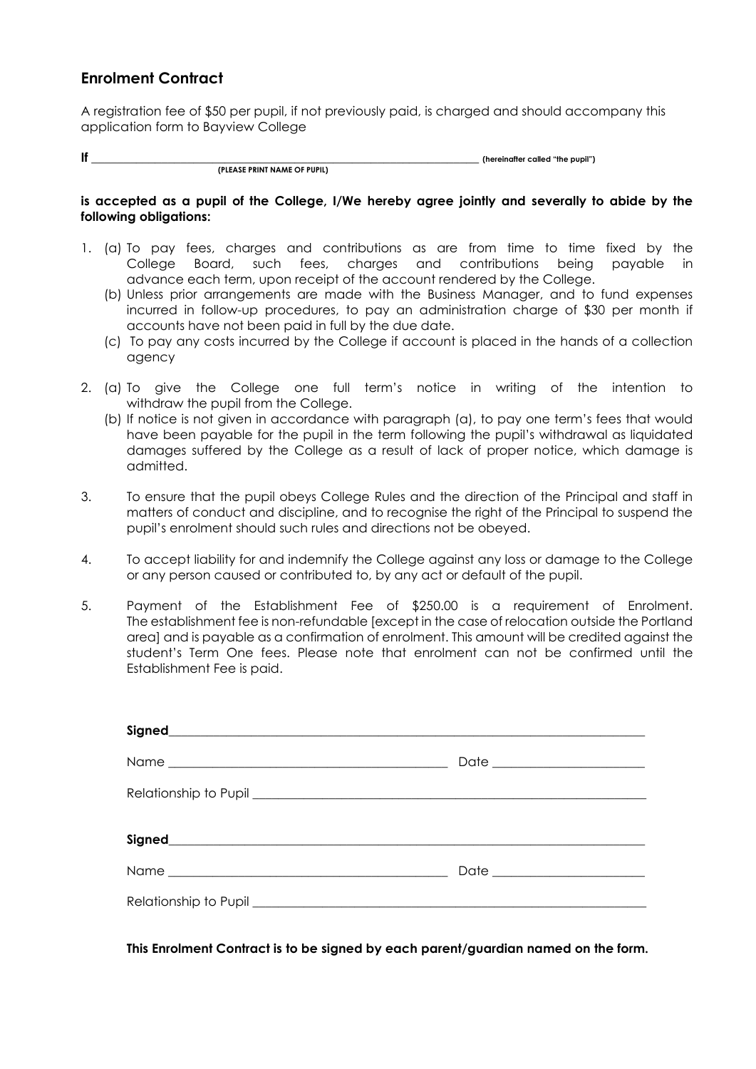## Enrolment Contract

A registration fee of $50 per pupil, if not previously paid, is charged and should accompany this application form to Bayview College

**If** ______________________________________________ **(hereinafter called "the pupil")**
**(PLEASE PRINT NAME OF PUPIL)**

**is accepted as a pupil of the College, I/We hereby agree jointly and severally to abide by the following obligations:**

1. (a) To pay fees, charges and contributions as are from time to time fixed by the College Board, such fees, charges and contributions being payable in advance each term, upon receipt of the account rendered by the College.
   (b) Unless prior arrangements are made with the Business Manager, and to fund expenses incurred in follow-up procedures, to pay an administration charge of $30 per month if accounts have not been paid in full by the due date.
   (c) To pay any costs incurred by the College if account is placed in the hands of a collection agency

2. (a) To give the College one full term's notice in writing of the intention to withdraw the pupil from the College.
   (b) If notice is not given in accordance with paragraph (a), to pay one term's fees that would have been payable for the pupil in the term following the pupil's withdrawal as liquidated damages suffered by the College as a result of lack of proper notice, which damage is admitted.

3. To ensure that the pupil obeys College Rules and the direction of the Principal and staff in matters of conduct and discipline, and to recognise the right of the Principal to suspend the pupil's enrolment should such rules and directions not be obeyed.

4. To accept liability for and indemnify the College against any loss or damage to the College or any person caused or contributed to, by any act or default of the pupil.

5. Payment of the Establishment Fee of $250.00 is a requirement of Enrolment. The establishment fee is non-refundable [except in the case of relocation outside the Portland area] and is payable as a confirmation of enrolment. This amount will be credited against the student's Term One fees. Please note that enrolment can not be confirmed until the Establishment Fee is paid.

**Signed**______________________________________________

Name ______________________________ Date ____________________

Relationship to Pupil ______________________________________

**Signed**______________________________________________

Name ______________________________ Date ____________________

Relationship to Pupil ______________________________________

**This Enrolment Contract is to be signed by each parent/guardian named on the form.**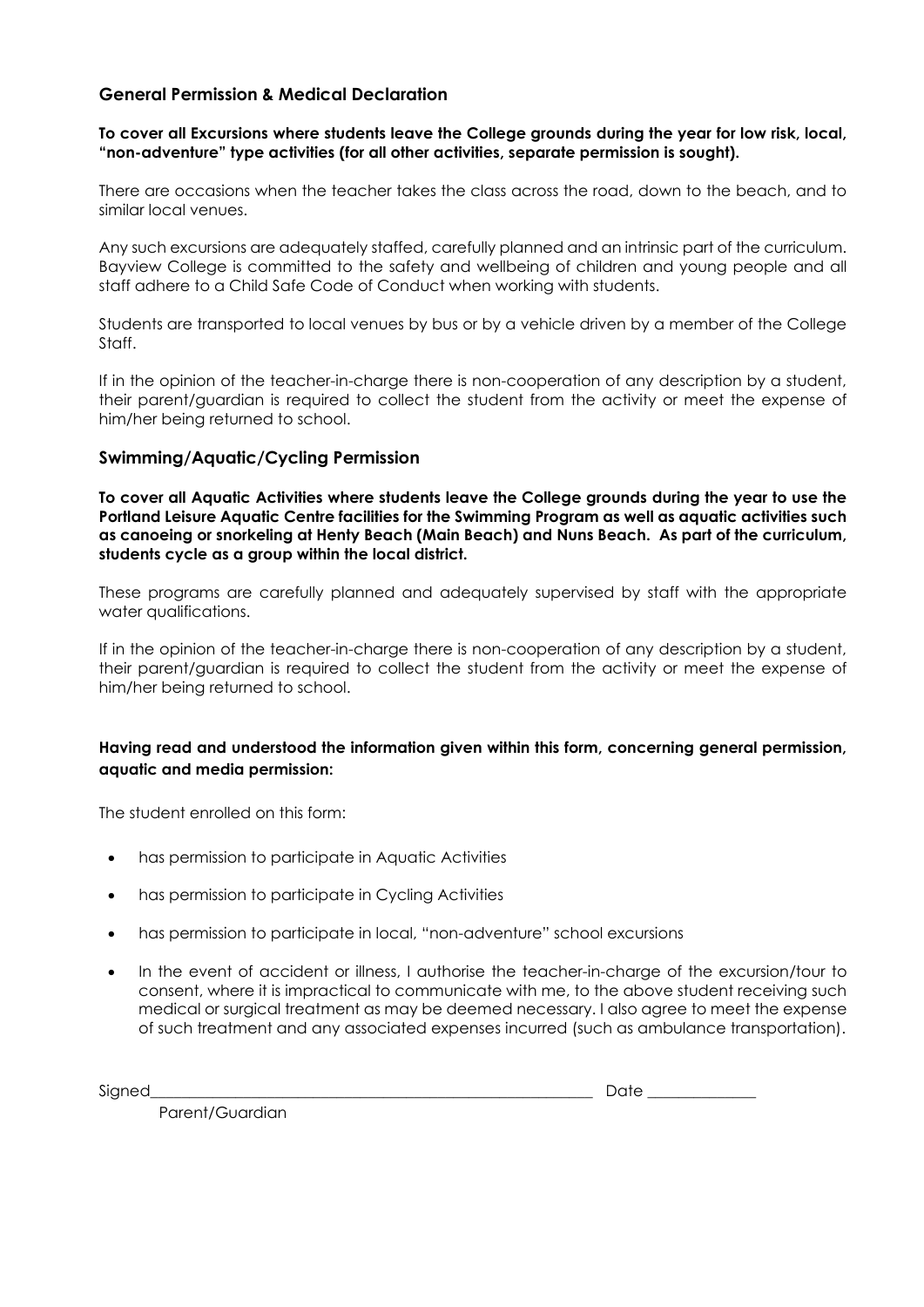## General Permission & Medical Declaration

**To cover all Excursions where students leave the College grounds during the year for low risk, local, "non-adventure" type activities (for all other activities, separate permission is sought).**

There are occasions when the teacher takes the class across the road, down to the beach, and to similar local venues.

Any such excursions are adequately staffed, carefully planned and an intrinsic part of the curriculum. Bayview College is committed to the safety and wellbeing of children and young people and all staff adhere to a Child Safe Code of Conduct when working with students.

Students are transported to local venues by bus or by a vehicle driven by a member of the College Staff.

If in the opinion of the teacher-in-charge there is non-cooperation of any description by a student, their parent/guardian is required to collect the student from the activity or meet the expense of him/her being returned to school.

## Swimming/Aquatic/Cycling Permission

**To cover all Aquatic Activities where students leave the College grounds during the year to use the Portland Leisure Aquatic Centre facilities for the Swimming Program as well as aquatic activities such as canoeing or snorkeling at Henty Beach (Main Beach) and Nuns Beach. As part of the curriculum, students cycle as a group within the local district.**

These programs are carefully planned and adequately supervised by staff with the appropriate water qualifications.

If in the opinion of the teacher-in-charge there is non-cooperation of any description by a student, their parent/guardian is required to collect the student from the activity or meet the expense of him/her being returned to school.

**Having read and understood the information given within this form, concerning general permission, aquatic and media permission:**

The student enrolled on this form:

- has permission to participate in Aquatic Activities
- has permission to participate in Cycling Activities
- has permission to participate in local, "non-adventure" school excursions
- In the event of accident or illness, I authorise the teacher-in-charge of the excursion/tour to consent, where it is impractical to communicate with me, to the above student receiving such medical or surgical treatment as may be deemed necessary. I also agree to meet the expense of such treatment and any associated expenses incurred (such as ambulance transportation).

Signed_______________________________________________________ Date _____________

Parent/Guardian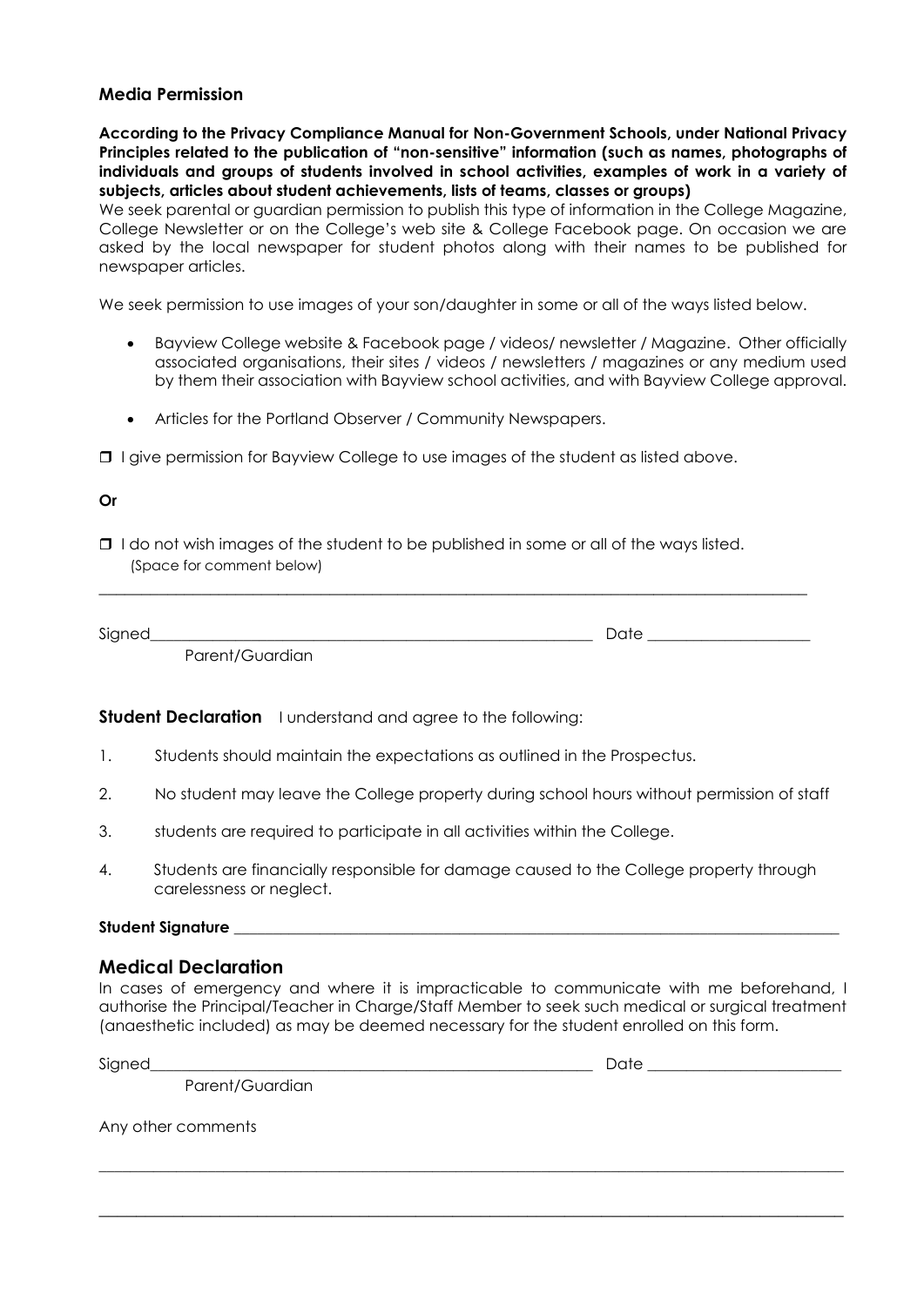## Media Permission

**According to the Privacy Compliance Manual for Non-Government Schools, under National Privacy Principles related to the publication of "non-sensitive" information (such as names, photographs of individuals and groups of students involved in school activities, examples of work in a variety of subjects, articles about student achievements, lists of teams, classes or groups)**
We seek parental or guardian permission to publish this type of information in the College Magazine, College Newsletter or on the College's web site & College Facebook page. On occasion we are asked by the local newspaper for student photos along with their names to be published for newspaper articles.

We seek permission to use images of your son/daughter in some or all of the ways listed below.

- Bayview College website & Facebook page / videos/ newsletter / Magazine. Other officially associated organisations, their sites / videos / newsletters / magazines or any medium used by them their association with Bayview school activities, and with Bayview College approval.
- Articles for the Portland Observer / Community Newspapers.

❒ I give permission for Bayview College to use images of the student as listed above.

**Or**

❒ I do not wish images of the student to be published in some or all of the ways listed.
(Space for comment below)

______________________________________________________________________

Signed______________________________________________ Date ____________________
Parent/Guardian

**Student Declaration** I understand and agree to the following:

1. Students should maintain the expectations as outlined in the Prospectus.
2. No student may leave the College property during school hours without permission of staff
3. students are required to participate in all activities within the College.
4. Students are financially responsible for damage caused to the College property through carelessness or neglect.

**Student Signature** ______________________________________________________________

## Medical Declaration

In cases of emergency and where it is impracticable to communicate with me beforehand, I authorise the Principal/Teacher in Charge/Staff Member to seek such medical or surgical treatment (anaesthetic included) as may be deemed necessary for the student enrolled on this form.

Signed______________________________________________ Date ________________________
Parent/Guardian

Any other comments

______________________________________________________________________

______________________________________________________________________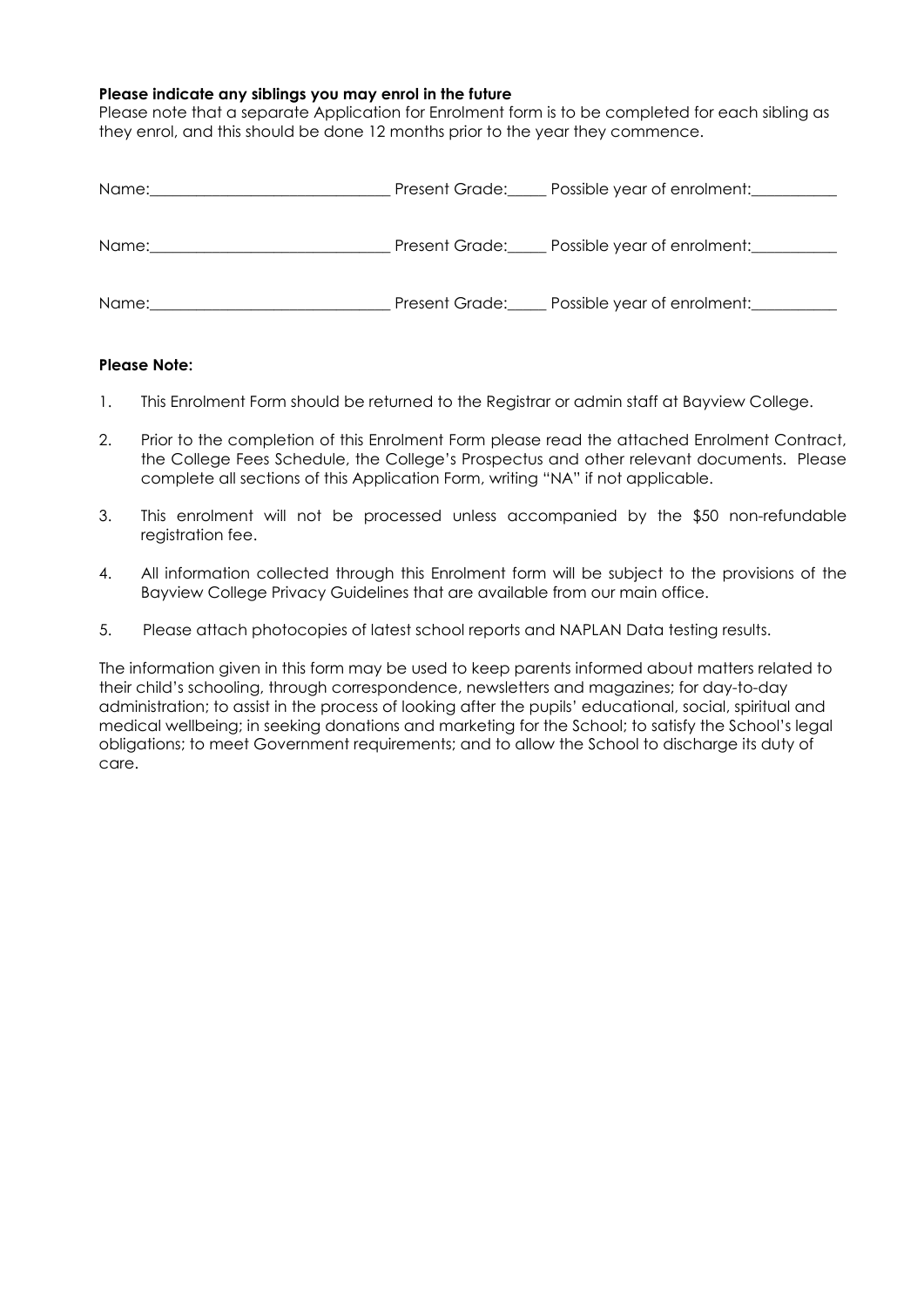**Please indicate any siblings you may enrol in the future**

Please note that a separate Application for Enrolment form is to be completed for each sibling as they enrol, and this should be done 12 months prior to the year they commence.

Name:______________________________ Present Grade:_____ Possible year of enrolment:___________

Name:______________________________ Present Grade:_____ Possible year of enrolment:___________

Name:______________________________ Present Grade:_____ Possible year of enrolment:___________

**Please Note:**

1. This Enrolment Form should be returned to the Registrar or admin staff at Bayview College.
2. Prior to the completion of this Enrolment Form please read the attached Enrolment Contract, the College Fees Schedule, the College's Prospectus and other relevant documents. Please complete all sections of this Application Form, writing "NA" if not applicable.
3. This enrolment will not be processed unless accompanied by the $50 non-refundable registration fee.
4. All information collected through this Enrolment form will be subject to the provisions of the Bayview College Privacy Guidelines that are available from our main office.
5. Please attach photocopies of latest school reports and NAPLAN Data testing results.

The information given in this form may be used to keep parents informed about matters related to their child's schooling, through correspondence, newsletters and magazines; for day-to-day administration; to assist in the process of looking after the pupils' educational, social, spiritual and medical wellbeing; in seeking donations and marketing for the School; to satisfy the School's legal obligations; to meet Government requirements; and to allow the School to discharge its duty of care.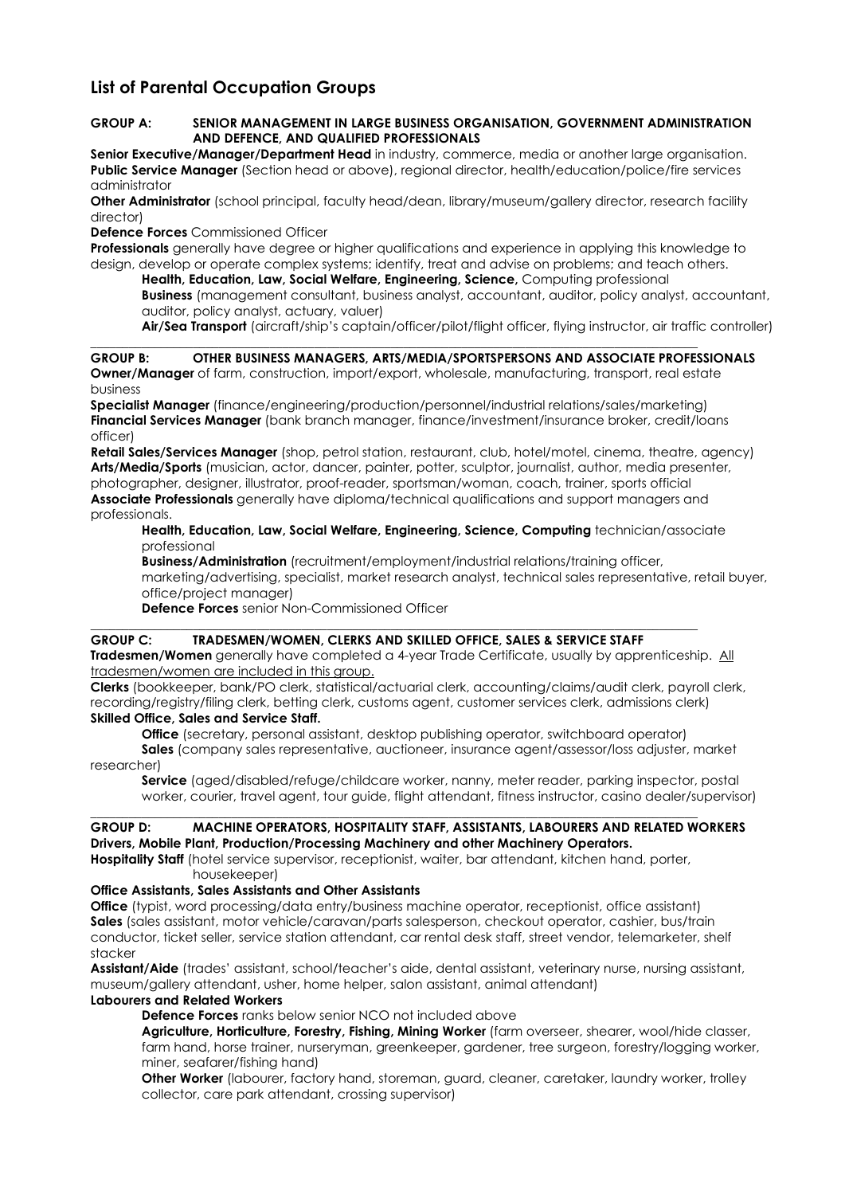# List of Parental Occupation Groups

## GROUP A: SENIOR MANAGEMENT IN LARGE BUSINESS ORGANISATION, GOVERNMENT ADMINISTRATION AND DEFENCE, AND QUALIFIED PROFESSIONALS

**Senior Executive/Manager/Department Head** in industry, commerce, media or another large organisation.
**Public Service Manager** (Section head or above), regional director, health/education/police/fire services administrator
**Other Administrator** (school principal, faculty head/dean, library/museum/gallery director, research facility director)
**Defence Forces** Commissioned Officer
**Professionals** generally have degree or higher qualifications and experience in applying this knowledge to design, develop or operate complex systems; identify, treat and advise on problems; and teach others.

- **Health, Education, Law, Social Welfare, Engineering, Science,** Computing professional
- **Business** (management consultant, business analyst, accountant, auditor, policy analyst, accountant, auditor, policy analyst, actuary, valuer)
- **Air/Sea Transport** (aircraft/ship's captain/officer/pilot/flight officer, flying instructor, air traffic controller)

---

## GROUP B: OTHER BUSINESS MANAGERS, ARTS/MEDIA/SPORTSPERSONS AND ASSOCIATE PROFESSIONALS

**Owner/Manager** of farm, construction, import/export, wholesale, manufacturing, transport, real estate business
**Specialist Manager** (finance/engineering/production/personnel/industrial relations/sales/marketing)
**Financial Services Manager** (bank branch manager, finance/investment/insurance broker, credit/loans officer)
**Retail Sales/Services Manager** (shop, petrol station, restaurant, club, hotel/motel, cinema, theatre, agency)
**Arts/Media/Sports** (musician, actor, dancer, painter, potter, sculptor, journalist, author, media presenter, photographer, designer, illustrator, proof-reader, sportsman/woman, coach, trainer, sports official
**Associate Professionals** generally have diploma/technical qualifications and support managers and professionals.

- **Health, Education, Law, Social Welfare, Engineering, Science, Computing** technician/associate professional
- **Business/Administration** (recruitment/employment/industrial relations/training officer, marketing/advertising, specialist, market research analyst, technical sales representative, retail buyer, office/project manager)
- **Defence Forces** senior Non-Commissioned Officer

---

## GROUP C: TRADESMEN/WOMEN, CLERKS AND SKILLED OFFICE, SALES & SERVICE STAFF

**Tradesmen/Women** generally have completed a 4-year Trade Certificate, usually by apprenticeship. All tradesmen/women are included in this group.
**Clerks** (bookkeeper, bank/PO clerk, statistical/actuarial clerk, accounting/claims/audit clerk, payroll clerk, recording/registry/filing clerk, betting clerk, customs agent, customer services clerk, admissions clerk)
**Skilled Office, Sales and Service Staff.**

- **Office** (secretary, personal assistant, desktop publishing operator, switchboard operator)
- **Sales** (company sales representative, auctioneer, insurance agent/assessor/loss adjuster, market researcher)
- **Service** (aged/disabled/refuge/childcare worker, nanny, meter reader, parking inspector, postal worker, courier, travel agent, tour guide, flight attendant, fitness instructor, casino dealer/supervisor)

---

## GROUP D: MACHINE OPERATORS, HOSPITALITY STAFF, ASSISTANTS, LABOURERS AND RELATED WORKERS

**Drivers, Mobile Plant, Production/Processing Machinery and other Machinery Operators.**
**Hospitality Staff** (hotel service supervisor, receptionist, waiter, bar attendant, kitchen hand, porter, housekeeper)
**Office Assistants, Sales Assistants and Other Assistants**
**Office** (typist, word processing/data entry/business machine operator, receptionist, office assistant)
**Sales** (sales assistant, motor vehicle/caravan/parts salesperson, checkout operator, cashier, bus/train conductor, ticket seller, service station attendant, car rental desk staff, street vendor, telemarketer, shelf stacker
**Assistant/Aide** (trades' assistant, school/teacher's aide, dental assistant, veterinary nurse, nursing assistant, museum/gallery attendant, usher, home helper, salon assistant, animal attendant)
**Labourers and Related Workers**

- **Defence Forces** ranks below senior NCO not included above
- **Agriculture, Horticulture, Forestry, Fishing, Mining Worker** (farm overseer, shearer, wool/hide classer, farm hand, horse trainer, nurseryman, greenkeeper, gardener, tree surgeon, forestry/logging worker, miner, seafarer/fishing hand)
- **Other Worker** (labourer, factory hand, storeman, guard, cleaner, caretaker, laundry worker, trolley collector, care park attendant, crossing supervisor)